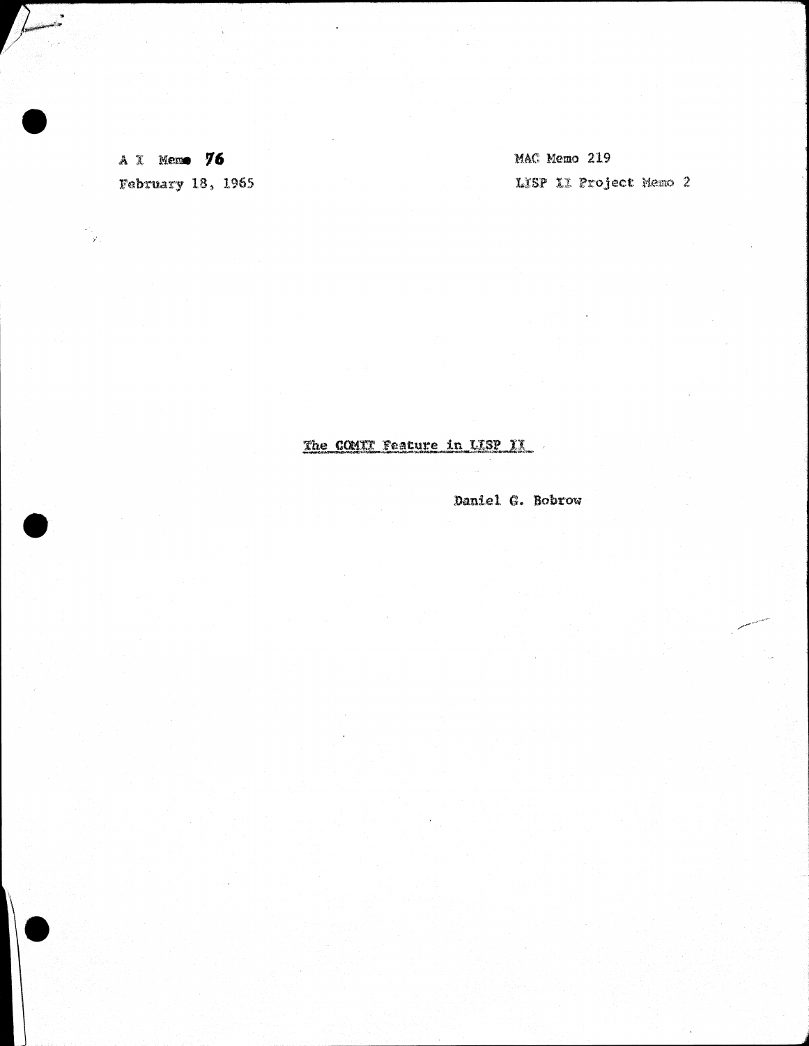A I Memo 76
February 18, 1965

MAC Memo 219
LISP II Project Memo 2

# The COMIT Feature in LISP II

Daniel G. Bobrow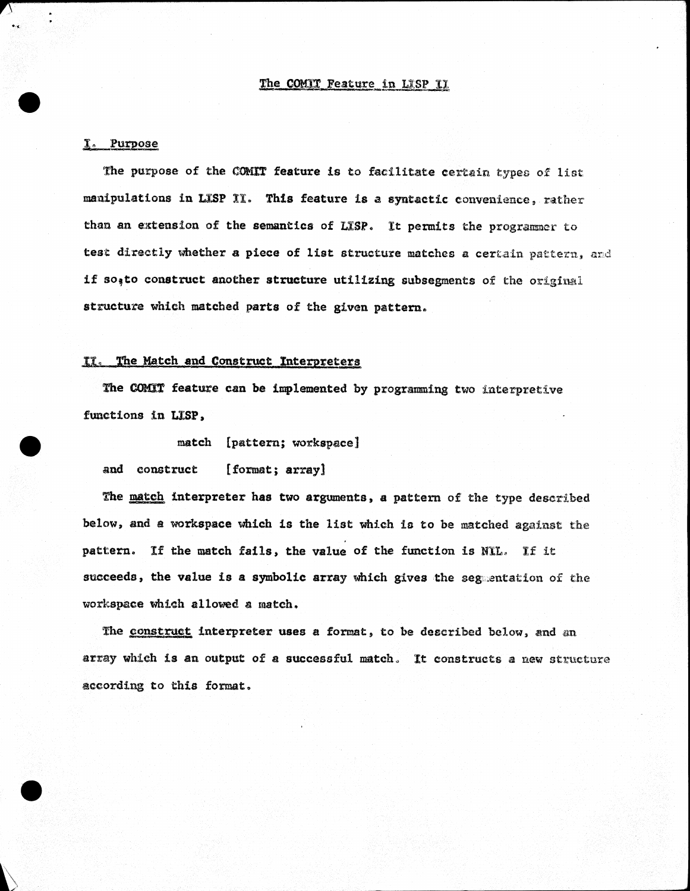# The COMIT Feature in LISP II

## I. Purpose

The purpose of the COMIT feature is to facilitate certain types of list manipulations in LISP II. This feature is a syntactic convenience, rather than an extension of the semantics of LISP. It permits the programmer to test directly whether a piece of list structure matches a certain pattern, and if so, to construct another structure utilizing subsegments of the original structure which matched parts of the given pattern.

## II. The Match and Construct Interpreters

The COMIT feature can be implemented by programming two interpretive functions in LISP,

```
            match  [pattern; workspace]
and  construct    [format; array]
```

The match interpreter has two arguments, a pattern of the type described below, and a workspace which is the list which is to be matched against the pattern. If the match fails, the value of the function is NIL. If it succeeds, the value is a symbolic array which gives the segmentation of the workspace which allowed a match.

The construct interpreter uses a format, to be described below, and an array which is an output of a successful match. It constructs a new structure according to this format.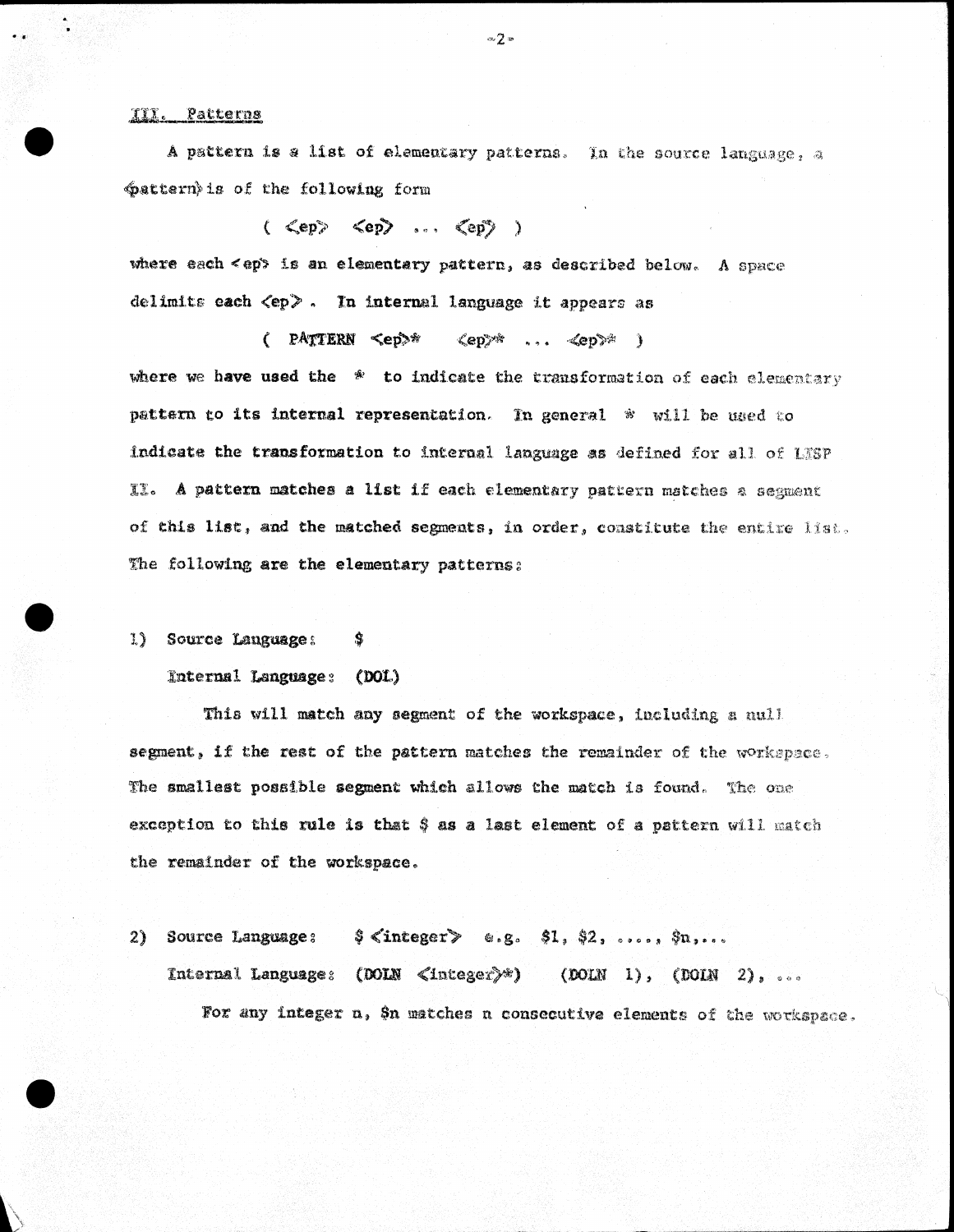## III. Patterns

A pattern is a list of elementary patterns. In the source language, a <pattern> is of the following form

( <ep> <ep> ... <ep> )

where each <ep> is an elementary pattern, as described below. A space delimits each <ep>. In internal language it appears as

( PATTERN <ep>* <ep>* ... <ep>* )

where we have used the * to indicate the transformation of each elementary pattern to its internal representation. In general * will be used to indicate the transformation to internal language as defined for all of LISP II. A pattern matches a list if each elementary pattern matches a segment of this list, and the matched segments, in order, constitute the entire list. The following are the elementary patterns:

1) Source Language: $

   Internal Language: (DOL)

   This will match any segment of the workspace, including a null segment, if the rest of the pattern matches the remainder of the workspace. The smallest possible segment which allows the match is found. The one exception to this rule is that $ as a last element of a pattern will match the remainder of the workspace.

2) Source Language: $<integer> e.g. $1, $2, ...., $n,...

   Internal Language: (DOLN <integer>*) (DOLN 1), (DOLN 2), ...

   For any integer n, $n matches n consecutive elements of the workspace.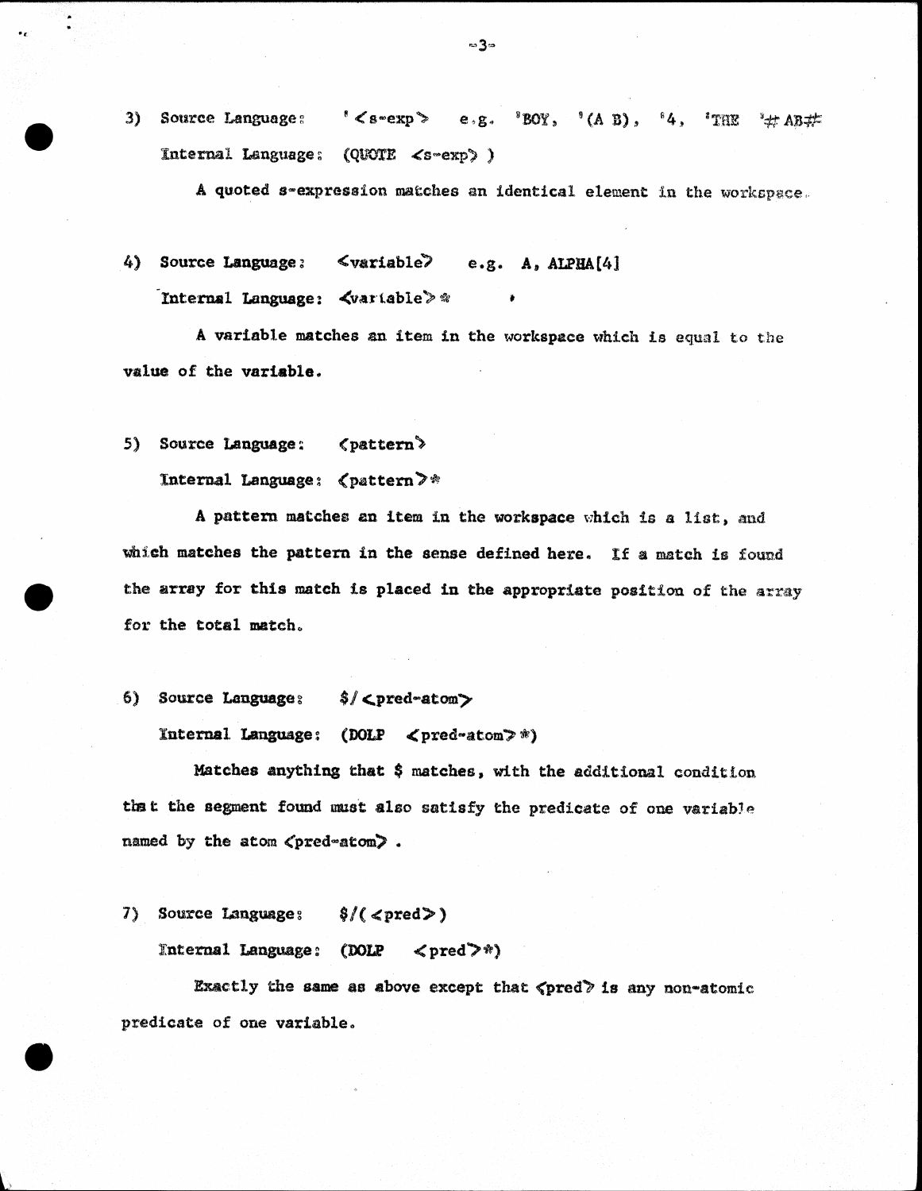3) Source Language: '<s-exp> e.g. 'BOY, '(A B), '4, 'THE '#AB#

Internal Language: (QUOTE <s-exp> )

A quoted s-expression matches an identical element in the workspace.

4) Source Language: <variable> e.g. A, ALPHA[4]

Internal Language: <variable>*

A variable matches an item in the workspace which is equal to the value of the variable.

5) Source Language: <pattern>

Internal Language: <pattern>*

A pattern matches an item in the workspace which is a list, and which matches the pattern in the sense defined here. If a match is found the array for this match is placed in the appropriate position of the array for the total match.

6) Source Language: $/<pred-atom>

Internal Language: (DOLP <pred-atom>*)

Matches anything that $ matches, with the additional condition that the segment found must also satisfy the predicate of one variable named by the atom <pred-atom>.

7) Source Language: $/(<pred>)

Internal Language: (DOLP <pred>*)

Exactly the same as above except that <pred> is any non-atomic predicate of one variable.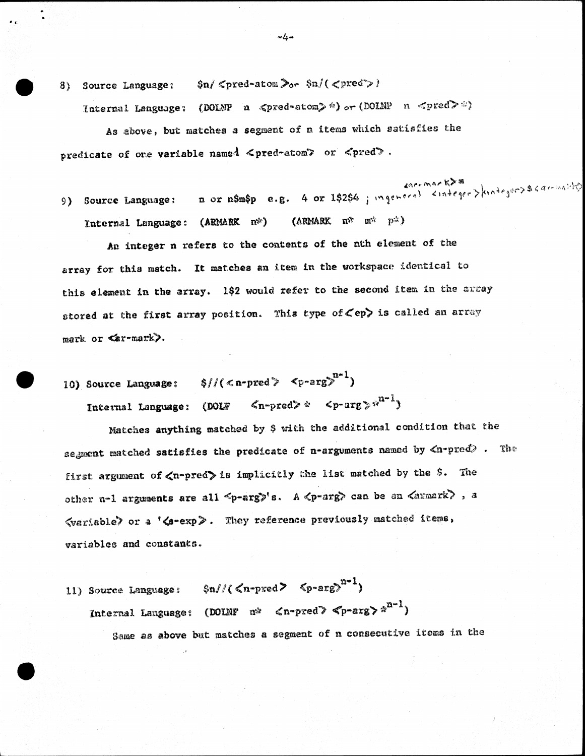8) Source Language: $n/<pred-atom> or $n/(<pred>)

Internal Language: (DOLNP n <pred-atom>*) or (DOLNP n <pred>*)

As above, but matches a segment of n items which satisfies the predicate of one variable named <pred-atom> or <pred>.

9) Source Language: n or n$m$p e.g. 4 or 1$2$4 ; in general <integer>|<integer>$<ar-mark>*

Internal Language: (ARMARK n*) (ARMARK n* m* p*)

An integer n refers to the contents of the nth element of the array for this match. It matches an item in the workspace identical to this element in the array. 1$2 would refer to the second item in the array stored at the first array position. This type of <ep> is called an array mark or <ar-mark>.

10) Source Language: $//(<n-pred> $<p-arg>^{n-1}$)

Internal Language: (DOLF <n-pred>* $<p-arg>*^{n-1}$)

Matches anything matched by $ with the additional condition that the segment matched satisfies the predicate of n-arguments named by <n-pred>. The first argument of <n-pred> is implicitly the list matched by the $. The other n-1 arguments are all <p-arg>'s. A <p-arg> can be an <armark>, a <variable> or a '<s-exp>. They reference previously matched items, variables and constants.

11) Source Language: $n//(<n-pred> $<p-arg>^{n-1}$)

Internal Language: (DOLNF n* <n-pred> $<p-arg>*^{n-1}$)

Same as above but matches a segment of n consecutive items in the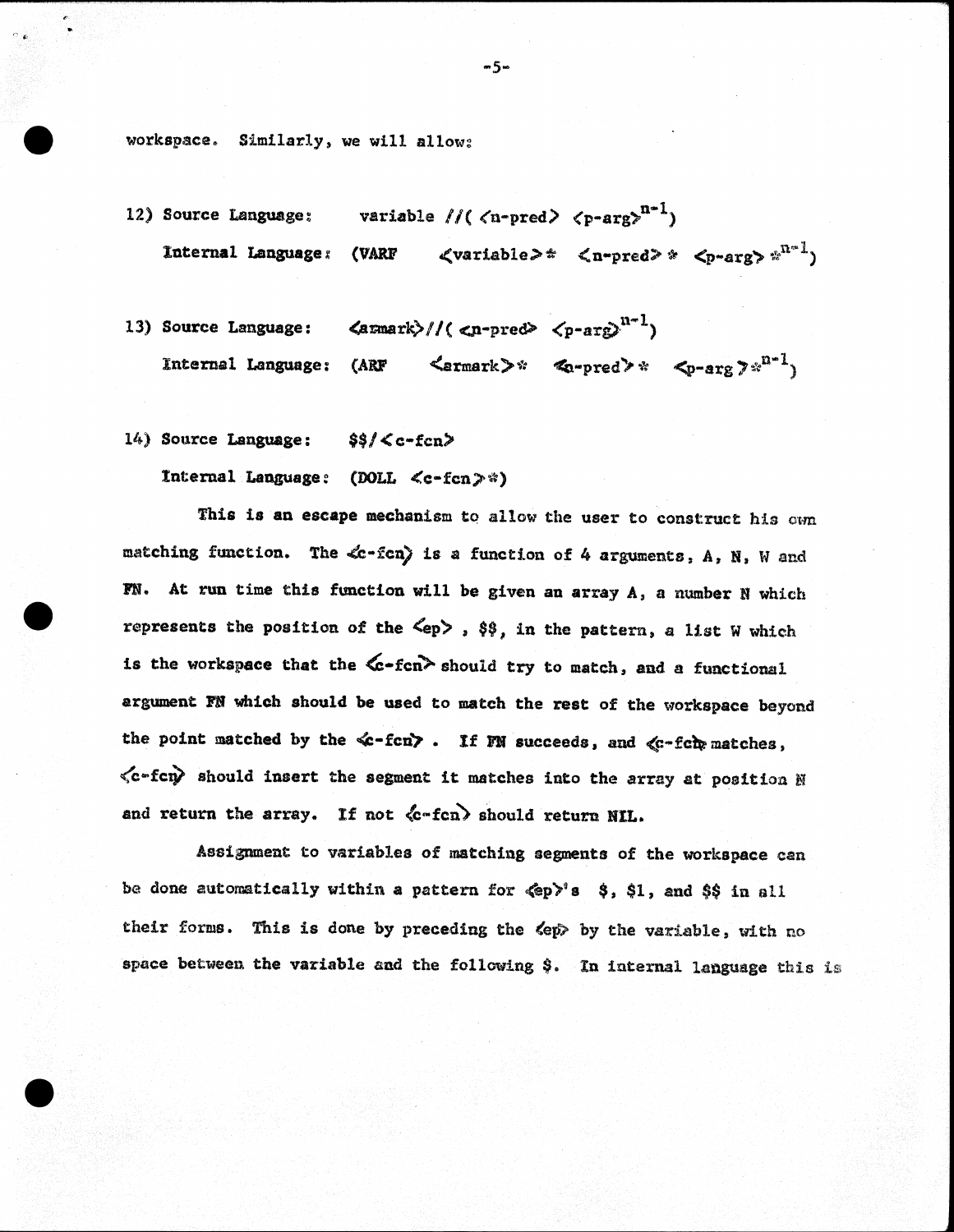workspace. Similarly, we will allow:

12) Source Language: variable //( <n-pred> <p-arg>$^{n-1}$)

    Internal Language: (VARF <variable>* <n-pred>* <p-arg>*$^{n-1}$)

13) Source Language: <armark>//( <n-pred> <p-arg>$^{n-1}$)

    Internal Language: (ARF <armark>* <n-pred>* <p-arg>*$^{n-1}$)

14) Source Language: $$/<c-fcn>

    Internal Language: (DOLL <c-fcn>*)

This is an escape mechanism to allow the user to construct his own matching function. The <c-fcn> is a function of 4 arguments, A, N, W and FN. At run time this function will be given an array A, a number N which represents the position of the <ep>, $$, in the pattern, a list W which is the workspace that the <c-fcn> should try to match, and a functional argument FN which should be used to match the rest of the workspace beyond the point matched by the <c-fcn>. If FN succeeds, and <c-fcn> matches, <c-fcn> should insert the segment it matches into the array at position N and return the array. If not <c-fcn> should return NIL.

Assignment to variables of matching segments of the workspace can be done automatically within a pattern for <ep>'s $, $1, and $$ in all their forms. This is done by preceding the <ep> by the variable, with no space between the variable and the following $. In internal language this is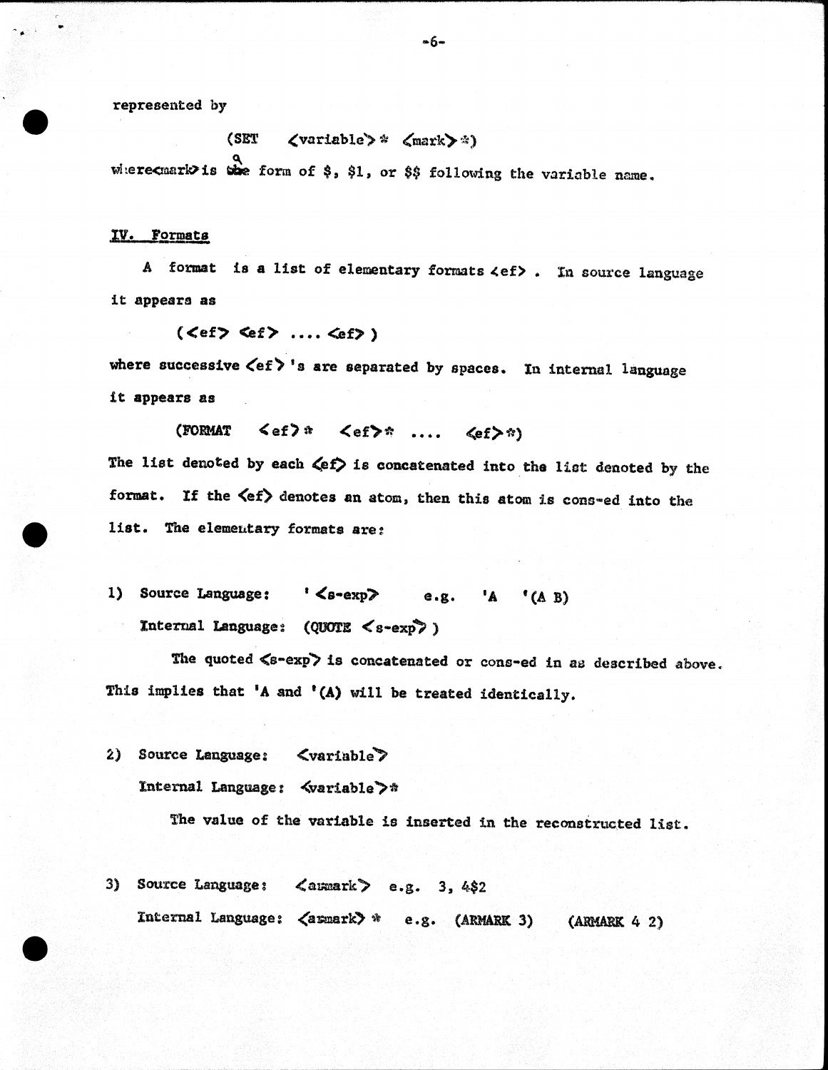represented by

(SET ⟨variable⟩* ⟨mark⟩*)

where ⟨mark⟩ is a form of $, $1, or $$ following the variable name.

## IV. Formats

A format is a list of elementary formats ⟨ef⟩. In source language it appears as

(⟨ef⟩ ⟨ef⟩ .... ⟨ef⟩)

where successive ⟨ef⟩'s are separated by spaces. In internal language it appears as

(FORMAT ⟨ef⟩* ⟨ef⟩* .... ⟨ef⟩*)

The list denoted by each ⟨ef⟩ is concatenated into the list denoted by the format. If the ⟨ef⟩ denotes an atom, then this atom is cons-ed into the list. The elementary formats are:

1) Source Language: '⟨s-exp⟩ e.g. 'A '(A B)

   Internal Language: (QUOTE ⟨s-exp⟩)

   The quoted ⟨s-exp⟩ is concatenated or cons-ed in as described above. This implies that 'A and '(A) will be treated identically.

2) Source Language: ⟨variable⟩

   Internal Language: ⟨variable⟩*

   The value of the variable is inserted in the reconstructed list.

3) Source Language: ⟨armark⟩ e.g. 3, 4$2

   Internal Language: ⟨armark⟩* e.g. (ARMARK 3) (ARMARK 4 2)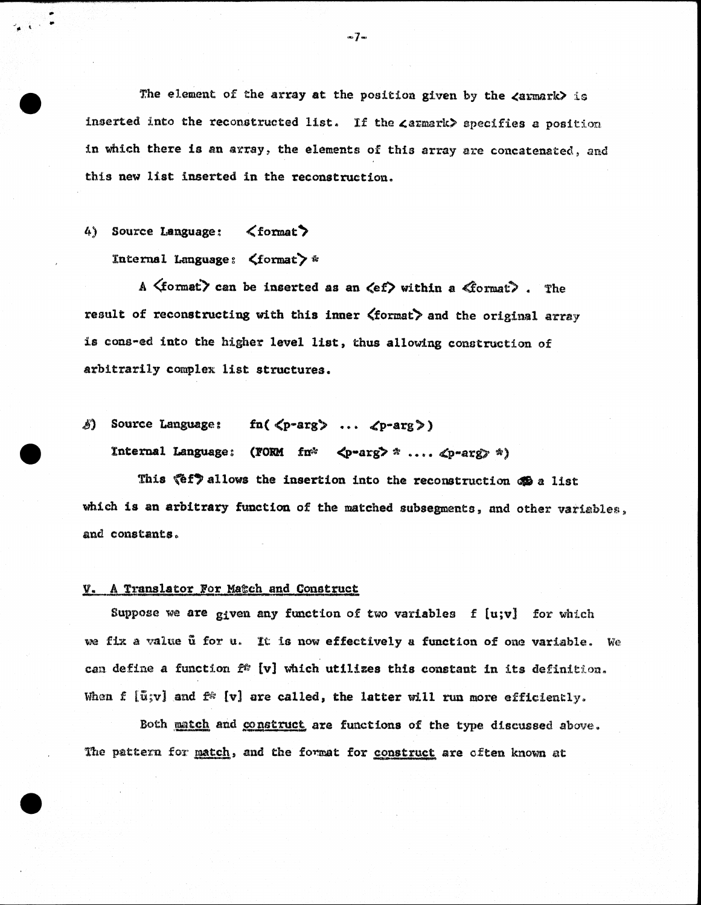The element of the array at the position given by the <armark> is inserted into the reconstructed list. If the <armark> specifies a position in which there is an array, the elements of this array are concatenated, and this new list inserted in the reconstruction.

4) Source Language: <format>

   Internal Language: <format> *

   A <format> can be inserted as an <ef> within a <format> . The result of reconstructing with this inner <format> and the original array is cons-ed into the higher level list, thus allowing construction of arbitrarily complex list structures.

5) Source Language: fn( <p-arg> ... <p-arg> )

   Internal Language: (FORM fn* <p-arg> * .... <p-arg> *)

   This <ef> allows the insertion into the reconstruction of a list which is an arbitrary function of the matched subsegments, and other variables, and constants.

## V. A Translator For Match and Construct

Suppose we are given any function of two variables $f [u;v]$ for which we fix a value $\bar{u}$ for u. It is now effectively a function of one variable. We can define a function $f^* [v]$ which utilizes this constant in its definition. When $f [\bar{u};v]$ and $f^* [v]$ are called, the latter will run more efficiently.

Both match and construct are functions of the type discussed above. The pattern for match, and the format for construct are often known at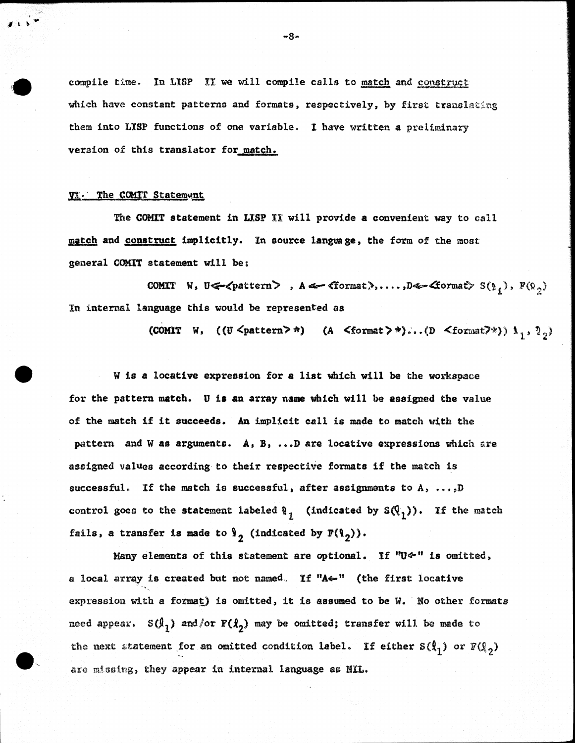compile time. In LISP II we will compile calls to <u>match</u> and <u>construct</u> which have constant patterns and formats, respectively, by first translating them into LISP functions of one variable. I have written a preliminary version of this translator for <u>match</u>.

## VI. The COMIT Statement

The COMIT statement in LISP II will provide a convenient way to call <u>match</u> and <u>construct</u> implicitly. In source language, the form of the most general COMIT statement will be:

COMIT W, U⇐<pattern> , A⇐<format>,....,D⇐<format> $S(\ell_1)$, $F(\ell_2)$

In internal language this would be represented as

(COMIT W, ((U <pattern> *) (A <format> *)...(D <format> *)) $\ell_1$, $\ell_2$)

W is a locative expression for a list which will be the workspace for the pattern match. U is an array name which will be assigned the value of the match if it succeeds. An implicit call is made to match with the pattern and W as arguments. A, B, ...D are locative expressions which are assigned values according to their respective formats if the match is successful. If the match is successful, after assignments to A, ...,D control goes to the statement labeled $\ell_1$ (indicated by $S(\ell_1)$). If the match fails, a transfer is made to $\ell_2$ (indicated by $F(\ell_2)$).

Many elements of this statement are optional. If "U⇐" is omitted, a local array is created but not named. If "A⇐" (the first locative expression with a format) is omitted, it is assumed to be W. No other formats need appear. $S(\ell_1)$ and/or $F(\ell_2)$ may be omitted; transfer will be made to the next statement for an omitted condition label. If either $S(\ell_1)$ or $F(\ell_2)$ are missing, they appear in internal language as NIL.